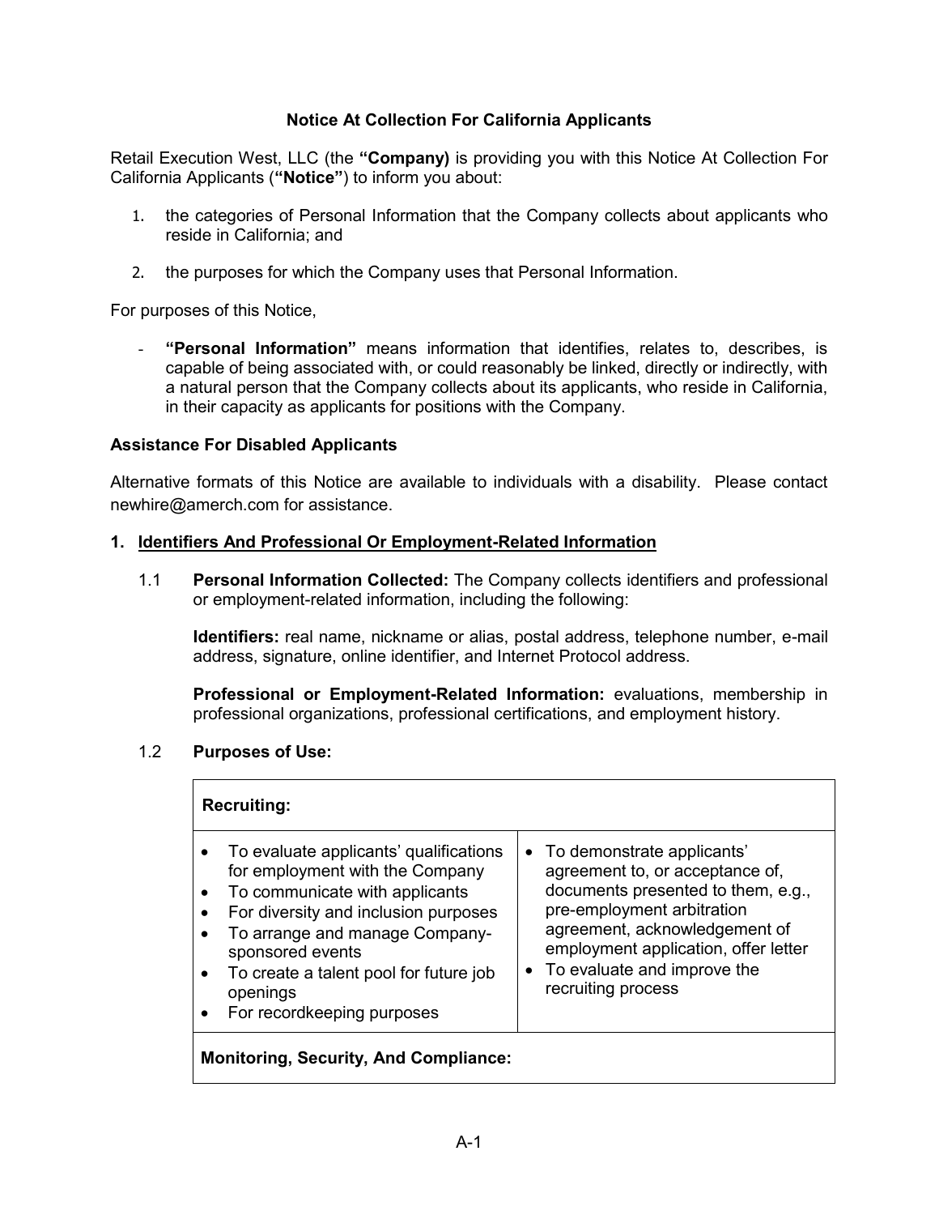## Notice At Collection For California Applicants

Retail Execution West, LLC (the **"Company)** is providing you with this Notice At Collection For California Applicants (**"Notice"**) to inform you about:

1. the categories of Personal Information that the Company collects about applicants who reside in California; and
2. the purposes for which the Company uses that Personal Information.

For purposes of this Notice,

- **"Personal Information"** means information that identifies, relates to, describes, is capable of being associated with, or could reasonably be linked, directly or indirectly, with a natural person that the Company collects about its applicants, who reside in California, in their capacity as applicants for positions with the Company.

### Assistance For Disabled Applicants

Alternative formats of this Notice are available to individuals with a disability. Please contact newhire@amerch.com for assistance.

### 1. Identifiers And Professional Or Employment-Related Information

1.1 **Personal Information Collected:** The Company collects identifiers and professional or employment-related information, including the following:

**Identifiers:** real name, nickname or alias, postal address, telephone number, e-mail address, signature, online identifier, and Internet Protocol address.

**Professional or Employment-Related Information:** evaluations, membership in professional organizations, professional certifications, and employment history.

1.2 **Purposes of Use:**

| **Recruiting:** | |
|---|---|
| • To evaluate applicants' qualifications for employment with the Company<br>• To communicate with applicants<br>• For diversity and inclusion purposes<br>• To arrange and manage Company-sponsored events<br>• To create a talent pool for future job openings<br>• For recordkeeping purposes | • To demonstrate applicants' agreement to, or acceptance of, documents presented to them, e.g., pre-employment arbitration agreement, acknowledgement of employment application, offer letter<br>• To evaluate and improve the recruiting process |
| **Monitoring, Security, And Compliance:** | |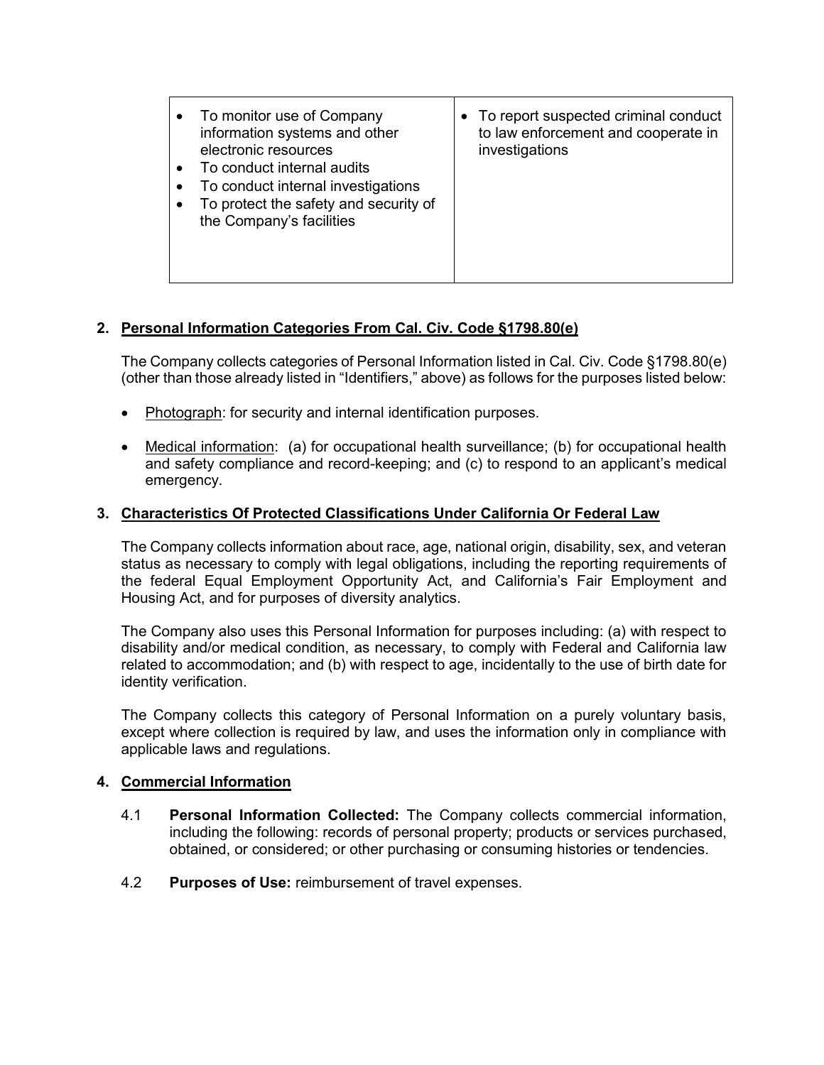| | |
|---|---|
| • To monitor use of Company information systems and other electronic resources<br>• To conduct internal audits<br>• To conduct internal investigations<br>• To protect the safety and security of the Company's facilities | • To report suspected criminal conduct to law enforcement and cooperate in investigations |

## 2. Personal Information Categories From Cal. Civ. Code §1798.80(e)

The Company collects categories of Personal Information listed in Cal. Civ. Code §1798.80(e) (other than those already listed in "Identifiers," above) as follows for the purposes listed below:

- Photograph: for security and internal identification purposes.
- Medical information: (a) for occupational health surveillance; (b) for occupational health and safety compliance and record-keeping; and (c) to respond to an applicant's medical emergency.

## 3. Characteristics Of Protected Classifications Under California Or Federal Law

The Company collects information about race, age, national origin, disability, sex, and veteran status as necessary to comply with legal obligations, including the reporting requirements of the federal Equal Employment Opportunity Act, and California's Fair Employment and Housing Act, and for purposes of diversity analytics.

The Company also uses this Personal Information for purposes including: (a) with respect to disability and/or medical condition, as necessary, to comply with Federal and California law related to accommodation; and (b) with respect to age, incidentally to the use of birth date for identity verification.

The Company collects this category of Personal Information on a purely voluntary basis, except where collection is required by law, and uses the information only in compliance with applicable laws and regulations.

## 4. Commercial Information

4.1 **Personal Information Collected:** The Company collects commercial information, including the following: records of personal property; products or services purchased, obtained, or considered; or other purchasing or consuming histories or tendencies.

4.2 **Purposes of Use:** reimbursement of travel expenses.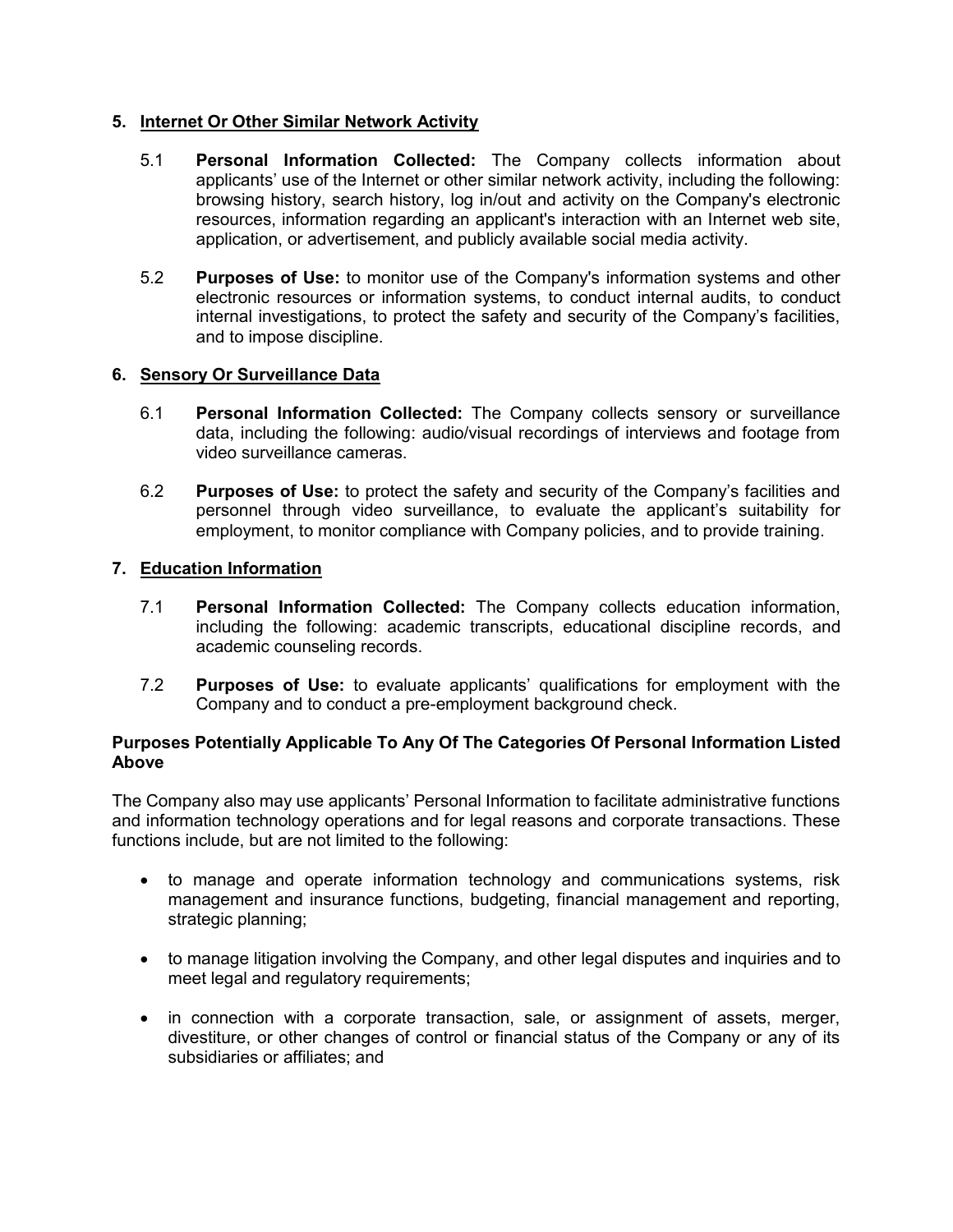## 5. Internet Or Other Similar Network Activity

5.1 **Personal Information Collected:** The Company collects information about applicants' use of the Internet or other similar network activity, including the following: browsing history, search history, log in/out and activity on the Company's electronic resources, information regarding an applicant's interaction with an Internet web site, application, or advertisement, and publicly available social media activity.

5.2 **Purposes of Use:** to monitor use of the Company's information systems and other electronic resources or information systems, to conduct internal audits, to conduct internal investigations, to protect the safety and security of the Company's facilities, and to impose discipline.

## 6. Sensory Or Surveillance Data

6.1 **Personal Information Collected:** The Company collects sensory or surveillance data, including the following: audio/visual recordings of interviews and footage from video surveillance cameras.

6.2 **Purposes of Use:** to protect the safety and security of the Company's facilities and personnel through video surveillance, to evaluate the applicant's suitability for employment, to monitor compliance with Company policies, and to provide training.

## 7. Education Information

7.1 **Personal Information Collected:** The Company collects education information, including the following: academic transcripts, educational discipline records, and academic counseling records.

7.2 **Purposes of Use:** to evaluate applicants' qualifications for employment with the Company and to conduct a pre-employment background check.

### Purposes Potentially Applicable To Any Of The Categories Of Personal Information Listed Above

The Company also may use applicants' Personal Information to facilitate administrative functions and information technology operations and for legal reasons and corporate transactions. These functions include, but are not limited to the following:

- to manage and operate information technology and communications systems, risk management and insurance functions, budgeting, financial management and reporting, strategic planning;
- to manage litigation involving the Company, and other legal disputes and inquiries and to meet legal and regulatory requirements;
- in connection with a corporate transaction, sale, or assignment of assets, merger, divestiture, or other changes of control or financial status of the Company or any of its subsidiaries or affiliates; and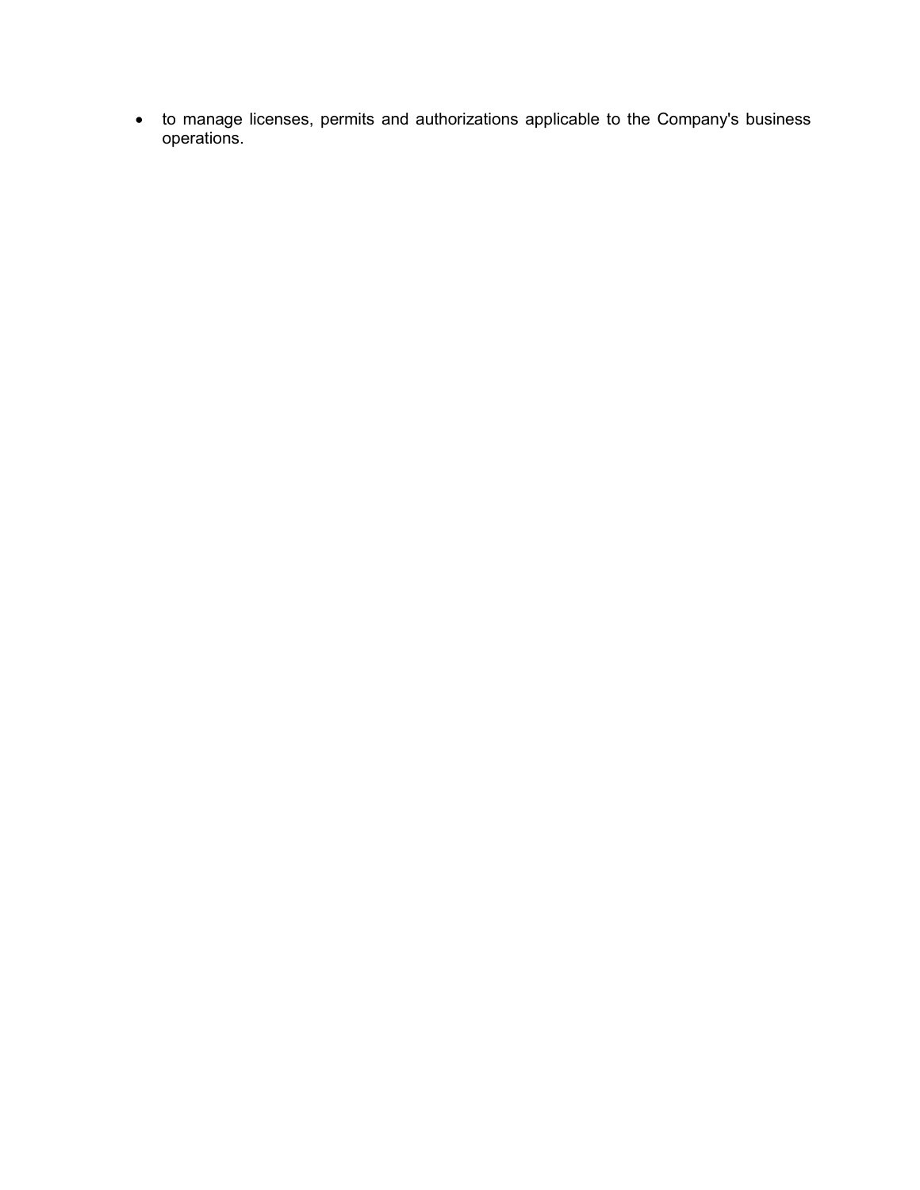- to manage licenses, permits and authorizations applicable to the Company's business operations.